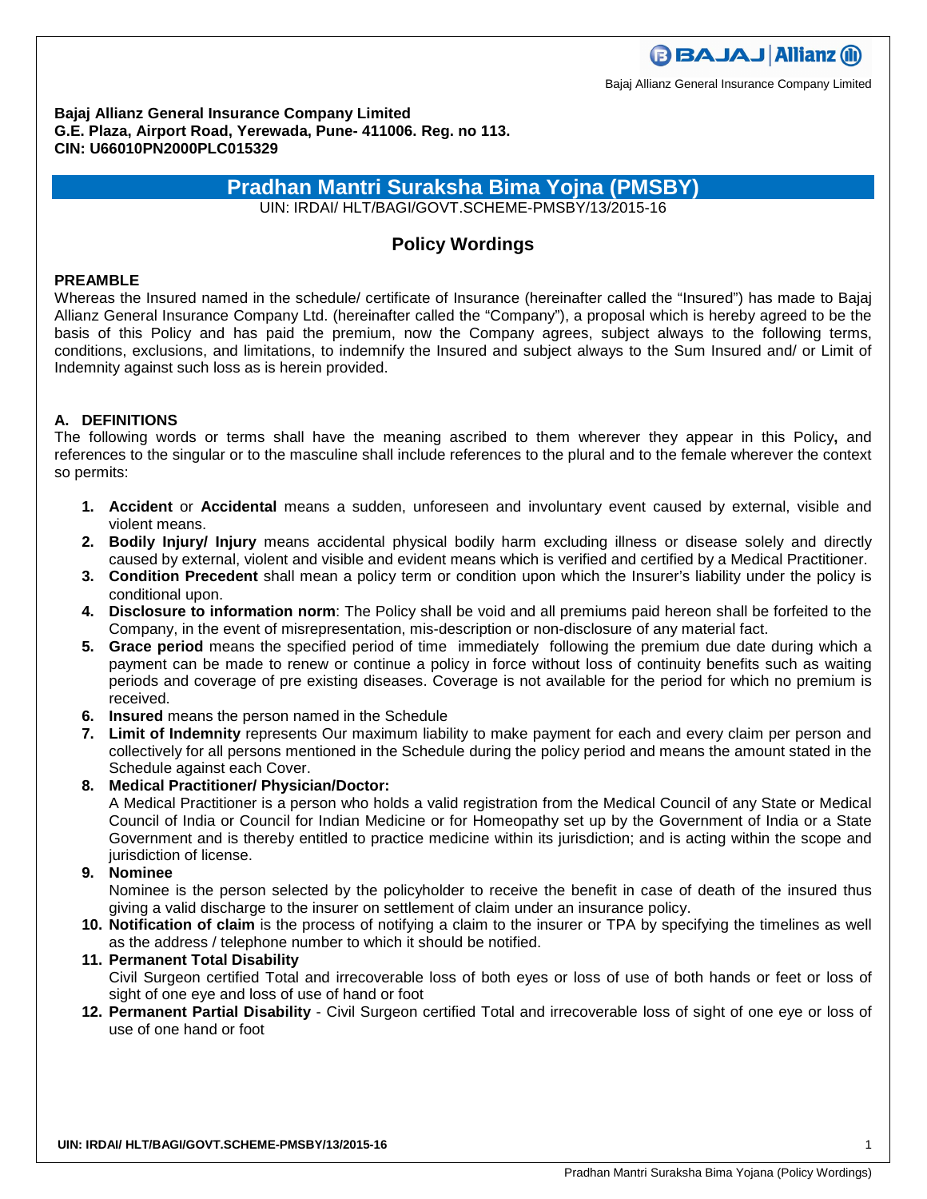**Bajaj Allianz General Insurance Company Limited**
**G.E. Plaza, Airport Road, Yerewada, Pune- 411006. Reg. no 113.**
**CIN: U66010PN2000PLC015329**

# Pradhan Mantri Suraksha Bima Yojna (PMSBY)

UIN: IRDAI/ HLT/BAGI/GOVT.SCHEME-PMSBY/13/2015-16

## Policy Wordings

### PREAMBLE

Whereas the Insured named in the schedule/ certificate of Insurance (hereinafter called the "Insured") has made to Bajaj Allianz General Insurance Company Ltd. (hereinafter called the "Company"), a proposal which is hereby agreed to be the basis of this Policy and has paid the premium, now the Company agrees, subject always to the following terms, conditions, exclusions, and limitations, to indemnify the Insured and subject always to the Sum Insured and/ or Limit of Indemnity against such loss as is herein provided.

### A. DEFINITIONS

The following words or terms shall have the meaning ascribed to them wherever they appear in this Policy**,** and references to the singular or to the masculine shall include references to the plural and to the female wherever the context so permits:

1. **Accident** or **Accidental** means a sudden, unforeseen and involuntary event caused by external, visible and violent means.
2. **Bodily Injury/ Injury** means accidental physical bodily harm excluding illness or disease solely and directly caused by external, violent and visible and evident means which is verified and certified by a Medical Practitioner.
3. **Condition Precedent** shall mean a policy term or condition upon which the Insurer's liability under the policy is conditional upon.
4. **Disclosure to information norm**: The Policy shall be void and all premiums paid hereon shall be forfeited to the Company, in the event of misrepresentation, mis-description or non-disclosure of any material fact.
5. **Grace period** means the specified period of time immediately following the premium due date during which a payment can be made to renew or continue a policy in force without loss of continuity benefits such as waiting periods and coverage of pre existing diseases. Coverage is not available for the period for which no premium is received.
6. **Insured** means the person named in the Schedule
7. **Limit of Indemnity** represents Our maximum liability to make payment for each and every claim per person and collectively for all persons mentioned in the Schedule during the policy period and means the amount stated in the Schedule against each Cover.
8. **Medical Practitioner/ Physician/Doctor:**
   A Medical Practitioner is a person who holds a valid registration from the Medical Council of any State or Medical Council of India or Council for Indian Medicine or for Homeopathy set up by the Government of India or a State Government and is thereby entitled to practice medicine within its jurisdiction; and is acting within the scope and jurisdiction of license.
9. **Nominee**
   Nominee is the person selected by the policyholder to receive the benefit in case of death of the insured thus giving a valid discharge to the insurer on settlement of claim under an insurance policy.
10. **Notification of claim** is the process of notifying a claim to the insurer or TPA by specifying the timelines as well as the address / telephone number to which it should be notified.
11. **Permanent Total Disability**
    Civil Surgeon certified Total and irrecoverable loss of both eyes or loss of use of both hands or feet or loss of sight of one eye and loss of use of hand or foot
12. **Permanent Partial Disability** - Civil Surgeon certified Total and irrecoverable loss of sight of one eye or loss of use of one hand or foot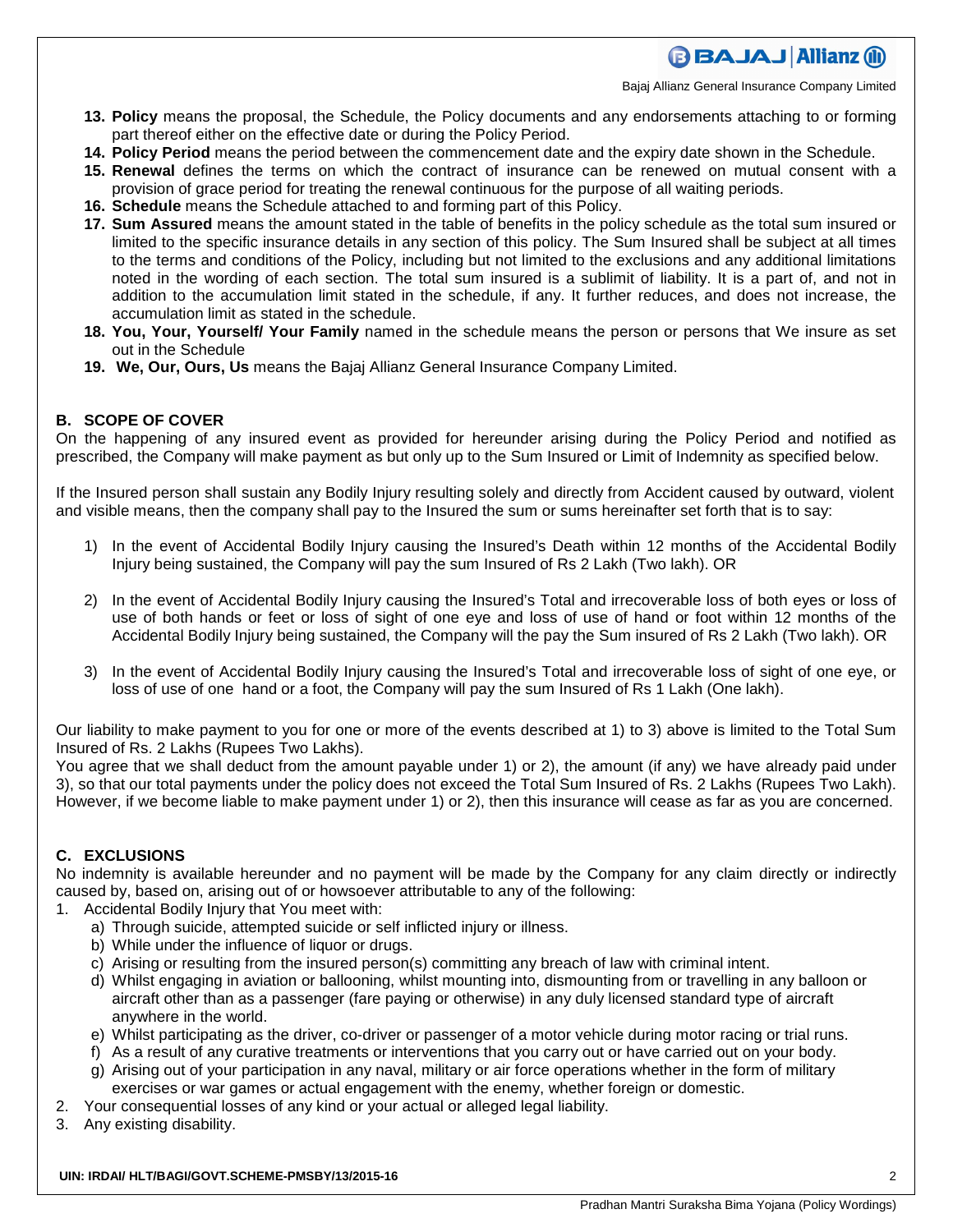13. **Policy** means the proposal, the Schedule, the Policy documents and any endorsements attaching to or forming part thereof either on the effective date or during the Policy Period.
14. **Policy Period** means the period between the commencement date and the expiry date shown in the Schedule.
15. **Renewal** defines the terms on which the contract of insurance can be renewed on mutual consent with a provision of grace period for treating the renewal continuous for the purpose of all waiting periods.
16. **Schedule** means the Schedule attached to and forming part of this Policy.
17. **Sum Assured** means the amount stated in the table of benefits in the policy schedule as the total sum insured or limited to the specific insurance details in any section of this policy. The Sum Insured shall be subject at all times to the terms and conditions of the Policy, including but not limited to the exclusions and any additional limitations noted in the wording of each section. The total sum insured is a sublimit of liability. It is a part of, and not in addition to the accumulation limit stated in the schedule, if any. It further reduces, and does not increase, the accumulation limit as stated in the schedule.
18. **You, Your, Yourself/ Your Family** named in the schedule means the person or persons that We insure as set out in the Schedule
19. **We, Our, Ours, Us** means the Bajaj Allianz General Insurance Company Limited.

## B. SCOPE OF COVER

On the happening of any insured event as provided for hereunder arising during the Policy Period and notified as prescribed, the Company will make payment as but only up to the Sum Insured or Limit of Indemnity as specified below.

If the Insured person shall sustain any Bodily Injury resulting solely and directly from Accident caused by outward, violent and visible means, then the company shall pay to the Insured the sum or sums hereinafter set forth that is to say:

1) In the event of Accidental Bodily Injury causing the Insured's Death within 12 months of the Accidental Bodily Injury being sustained, the Company will pay the sum Insured of Rs 2 Lakh (Two lakh). OR

2) In the event of Accidental Bodily Injury causing the Insured's Total and irrecoverable loss of both eyes or loss of use of both hands or feet or loss of sight of one eye and loss of use of hand or foot within 12 months of the Accidental Bodily Injury being sustained, the Company will the pay the Sum insured of Rs 2 Lakh (Two lakh). OR

3) In the event of Accidental Bodily Injury causing the Insured's Total and irrecoverable loss of sight of one eye, or loss of use of one hand or a foot, the Company will pay the sum Insured of Rs 1 Lakh (One lakh).

Our liability to make payment to you for one or more of the events described at 1) to 3) above is limited to the Total Sum Insured of Rs. 2 Lakhs (Rupees Two Lakhs).
You agree that we shall deduct from the amount payable under 1) or 2), the amount (if any) we have already paid under 3), so that our total payments under the policy does not exceed the Total Sum Insured of Rs. 2 Lakhs (Rupees Two Lakh). However, if we become liable to make payment under 1) or 2), then this insurance will cease as far as you are concerned.

## C. EXCLUSIONS

No indemnity is available hereunder and no payment will be made by the Company for any claim directly or indirectly caused by, based on, arising out of or howsoever attributable to any of the following:

1. Accidental Bodily Injury that You meet with:
   a) Through suicide, attempted suicide or self inflicted injury or illness.
   b) While under the influence of liquor or drugs.
   c) Arising or resulting from the insured person(s) committing any breach of law with criminal intent.
   d) Whilst engaging in aviation or ballooning, whilst mounting into, dismounting from or travelling in any balloon or aircraft other than as a passenger (fare paying or otherwise) in any duly licensed standard type of aircraft anywhere in the world.
   e) Whilst participating as the driver, co-driver or passenger of a motor vehicle during motor racing or trial runs.
   f) As a result of any curative treatments or interventions that you carry out or have carried out on your body.
   g) Arising out of your participation in any naval, military or air force operations whether in the form of military exercises or war games or actual engagement with the enemy, whether foreign or domestic.
2. Your consequential losses of any kind or your actual or alleged legal liability.
3. Any existing disability.

UIN: IRDAI/ HLT/BAGI/GOVT.SCHEME-PMSBY/13/2015-16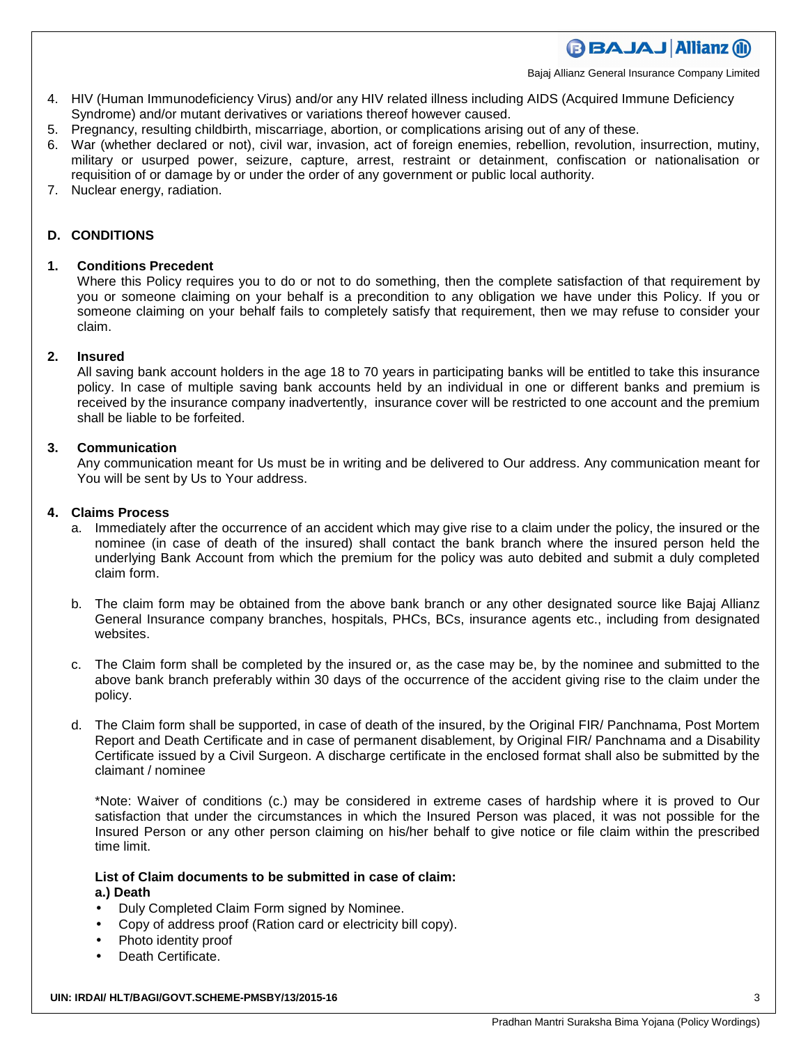4. HIV (Human Immunodeficiency Virus) and/or any HIV related illness including AIDS (Acquired Immune Deficiency Syndrome) and/or mutant derivatives or variations thereof however caused.
5. Pregnancy, resulting childbirth, miscarriage, abortion, or complications arising out of any of these.
6. War (whether declared or not), civil war, invasion, act of foreign enemies, rebellion, revolution, insurrection, mutiny, military or usurped power, seizure, capture, arrest, restraint or detainment, confiscation or nationalisation or requisition of or damage by or under the order of any government or public local authority.
7. Nuclear energy, radiation.

## D. CONDITIONS

### 1. Conditions Precedent

Where this Policy requires you to do or not to do something, then the complete satisfaction of that requirement by you or someone claiming on your behalf is a precondition to any obligation we have under this Policy. If you or someone claiming on your behalf fails to completely satisfy that requirement, then we may refuse to consider your claim.

### 2. Insured

All saving bank account holders in the age 18 to 70 years in participating banks will be entitled to take this insurance policy. In case of multiple saving bank accounts held by an individual in one or different banks and premium is received by the insurance company inadvertently, insurance cover will be restricted to one account and the premium shall be liable to be forfeited.

### 3. Communication

Any communication meant for Us must be in writing and be delivered to Our address. Any communication meant for You will be sent by Us to Your address.

### 4. Claims Process

a. Immediately after the occurrence of an accident which may give rise to a claim under the policy, the insured or the nominee (in case of death of the insured) shall contact the bank branch where the insured person held the underlying Bank Account from which the premium for the policy was auto debited and submit a duly completed claim form.

b. The claim form may be obtained from the above bank branch or any other designated source like Bajaj Allianz General Insurance company branches, hospitals, PHCs, BCs, insurance agents etc., including from designated websites.

c. The Claim form shall be completed by the insured or, as the case may be, by the nominee and submitted to the above bank branch preferably within 30 days of the occurrence of the accident giving rise to the claim under the policy.

d. The Claim form shall be supported, in case of death of the insured, by the Original FIR/ Panchnama, Post Mortem Report and Death Certificate and in case of permanent disablement, by Original FIR/ Panchnama and a Disability Certificate issued by a Civil Surgeon. A discharge certificate in the enclosed format shall also be submitted by the claimant / nominee

*Note: Waiver of conditions (c.) may be considered in extreme cases of hardship where it is proved to Our satisfaction that under the circumstances in which the Insured Person was placed, it was not possible for the Insured Person or any other person claiming on his/her behalf to give notice or file claim within the prescribed time limit.

**List of Claim documents to be submitted in case of claim:**

**a.) Death**

- Duly Completed Claim Form signed by Nominee.
- Copy of address proof (Ration card or electricity bill copy).
- Photo identity proof
- Death Certificate.

**UIN: IRDAI/ HLT/BAGI/GOVT.SCHEME-PMSBY/13/2015-16**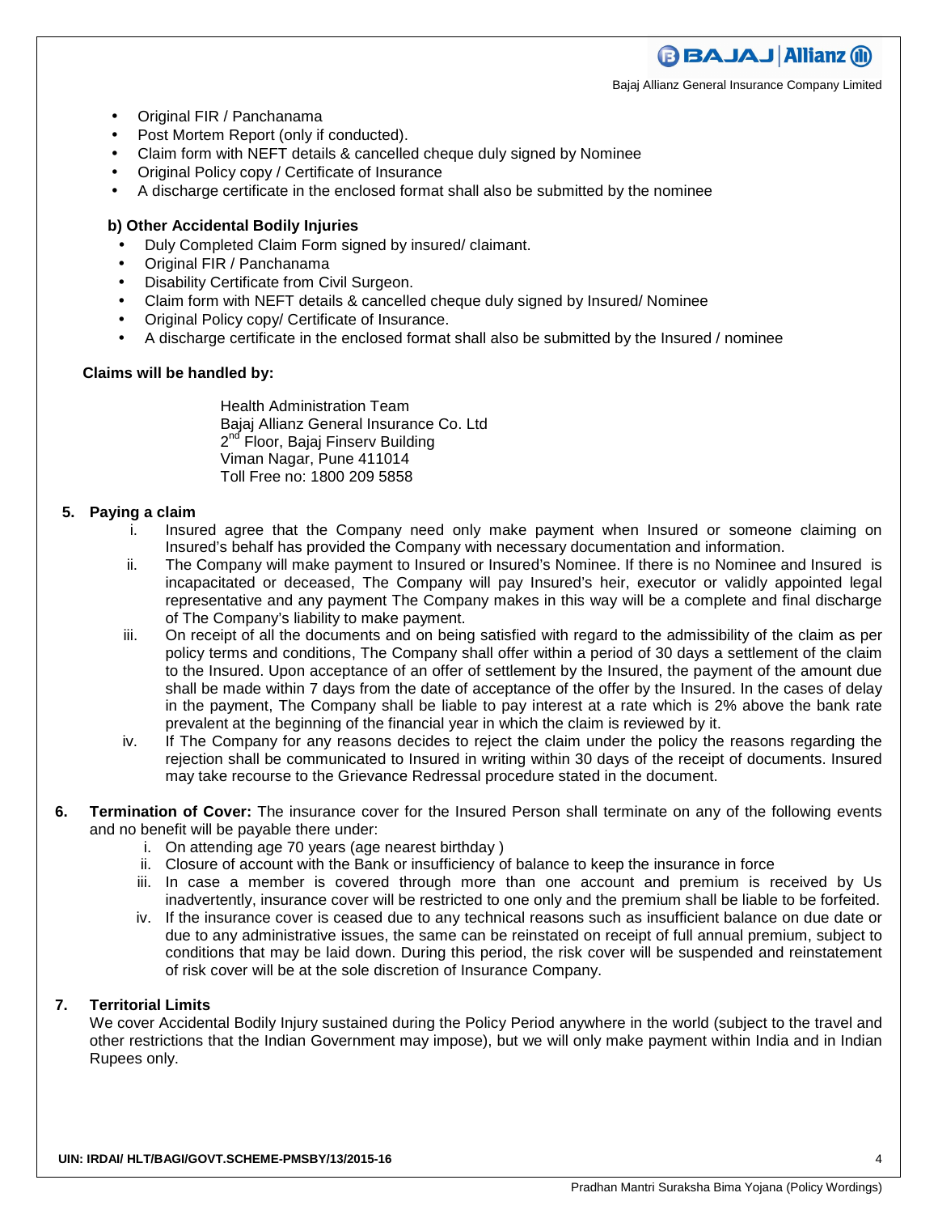- Original FIR / Panchanama
- Post Mortem Report (only if conducted).
- Claim form with NEFT details & cancelled cheque duly signed by Nominee
- Original Policy copy / Certificate of Insurance
- A discharge certificate in the enclosed format shall also be submitted by the nominee

**b) Other Accidental Bodily Injuries**

- Duly Completed Claim Form signed by insured/ claimant.
- Original FIR / Panchanama
- Disability Certificate from Civil Surgeon.
- Claim form with NEFT details & cancelled cheque duly signed by Insured/ Nominee
- Original Policy copy/ Certificate of Insurance.
- A discharge certificate in the enclosed format shall also be submitted by the Insured / nominee

**Claims will be handled by:**

Health Administration Team
Bajaj Allianz General Insurance Co. Ltd
2nd Floor, Bajaj Finserv Building
Viman Nagar, Pune 411014
Toll Free no: 1800 209 5858

**5. Paying a claim**

i. Insured agree that the Company need only make payment when Insured or someone claiming on Insured's behalf has provided the Company with necessary documentation and information.

ii. The Company will make payment to Insured or Insured's Nominee. If there is no Nominee and Insured is incapacitated or deceased, The Company will pay Insured's heir, executor or validly appointed legal representative and any payment The Company makes in this way will be a complete and final discharge of The Company's liability to make payment.

iii. On receipt of all the documents and on being satisfied with regard to the admissibility of the claim as per policy terms and conditions, The Company shall offer within a period of 30 days a settlement of the claim to the Insured. Upon acceptance of an offer of settlement by the Insured, the payment of the amount due shall be made within 7 days from the date of acceptance of the offer by the Insured. In the cases of delay in the payment, The Company shall be liable to pay interest at a rate which is 2% above the bank rate prevalent at the beginning of the financial year in which the claim is reviewed by it.

iv. If The Company for any reasons decides to reject the claim under the policy the reasons regarding the rejection shall be communicated to Insured in writing within 30 days of the receipt of documents. Insured may take recourse to the Grievance Redressal procedure stated in the document.

**6. Termination of Cover:** The insurance cover for the Insured Person shall terminate on any of the following events and no benefit will be payable there under:

i. On attending age 70 years (age nearest birthday )

ii. Closure of account with the Bank or insufficiency of balance to keep the insurance in force

iii. In case a member is covered through more than one account and premium is received by Us inadvertently, insurance cover will be restricted to one only and the premium shall be liable to be forfeited.

iv. If the insurance cover is ceased due to any technical reasons such as insufficient balance on due date or due to any administrative issues, the same can be reinstated on receipt of full annual premium, subject to conditions that may be laid down. During this period, the risk cover will be suspended and reinstatement of risk cover will be at the sole discretion of Insurance Company.

**7. Territorial Limits**

We cover Accidental Bodily Injury sustained during the Policy Period anywhere in the world (subject to the travel and other restrictions that the Indian Government may impose), but we will only make payment within India and in Indian Rupees only.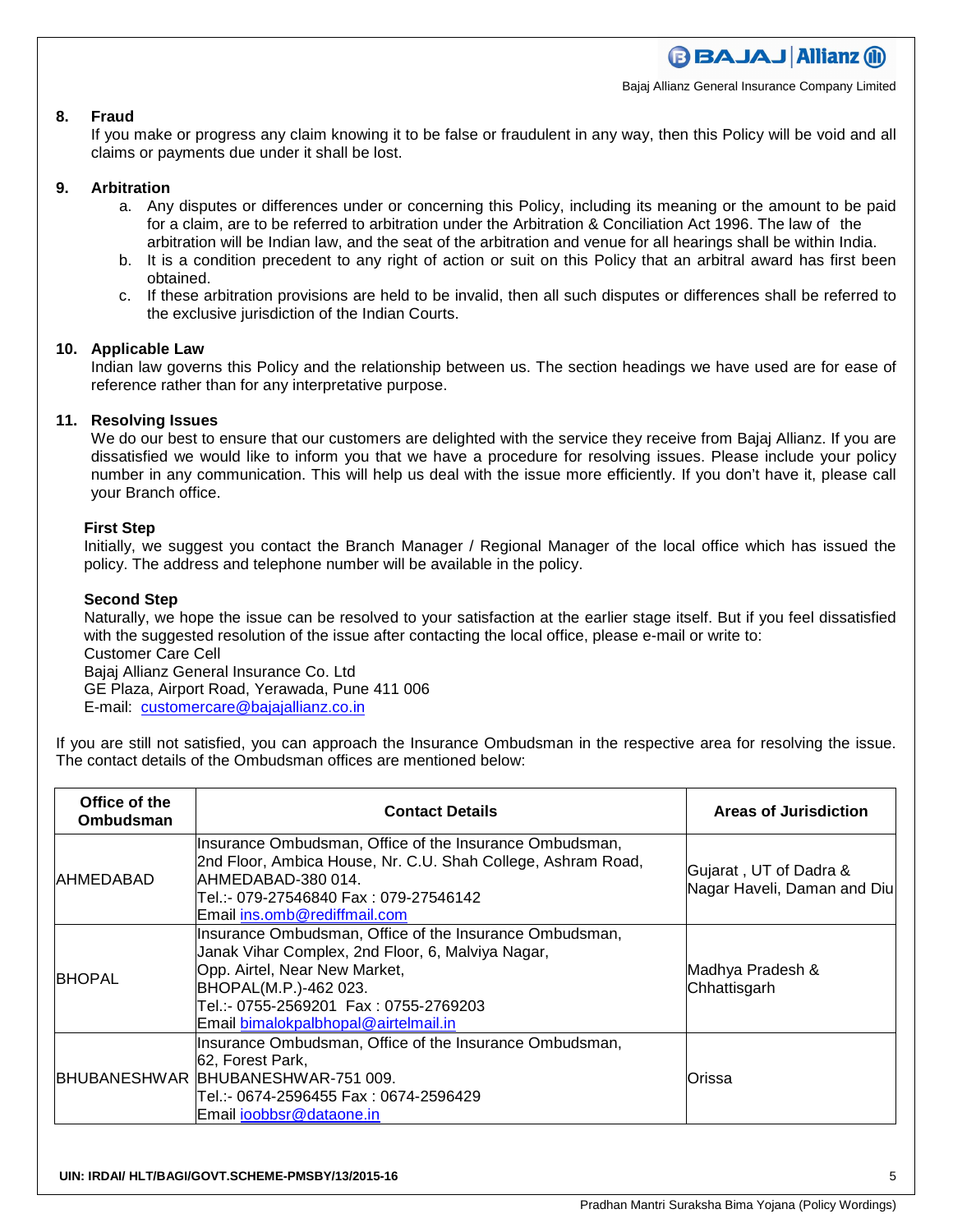## 8. Fraud

If you make or progress any claim knowing it to be false or fraudulent in any way, then this Policy will be void and all claims or payments due under it shall be lost.

## 9. Arbitration

a. Any disputes or differences under or concerning this Policy, including its meaning or the amount to be paid for a claim, are to be referred to arbitration under the Arbitration & Conciliation Act 1996. The law of the arbitration will be Indian law, and the seat of the arbitration and venue for all hearings shall be within India.

b. It is a condition precedent to any right of action or suit on this Policy that an arbitral award has first been obtained.

c. If these arbitration provisions are held to be invalid, then all such disputes or differences shall be referred to the exclusive jurisdiction of the Indian Courts.

## 10. Applicable Law

Indian law governs this Policy and the relationship between us. The section headings we have used are for ease of reference rather than for any interpretative purpose.

## 11. Resolving Issues

We do our best to ensure that our customers are delighted with the service they receive from Bajaj Allianz. If you are dissatisfied we would like to inform you that we have a procedure for resolving issues. Please include your policy number in any communication. This will help us deal with the issue more efficiently. If you don't have it, please call your Branch office.

### First Step

Initially, we suggest you contact the Branch Manager / Regional Manager of the local office which has issued the policy. The address and telephone number will be available in the policy.

### Second Step

Naturally, we hope the issue can be resolved to your satisfaction at the earlier stage itself. But if you feel dissatisfied with the suggested resolution of the issue after contacting the local office, please e-mail or write to:
Customer Care Cell
Bajaj Allianz General Insurance Co. Ltd
GE Plaza, Airport Road, Yerawada, Pune 411 006
E-mail: customercare@bajajallianz.co.in

If you are still not satisfied, you can approach the Insurance Ombudsman in the respective area for resolving the issue. The contact details of the Ombudsman offices are mentioned below:

| Office of the Ombudsman | Contact Details | Areas of Jurisdiction |
|---|---|---|
| AHMEDABAD | Insurance Ombudsman, Office of the Insurance Ombudsman, 2nd Floor, Ambica House, Nr. C.U. Shah College, Ashram Road, AHMEDABAD-380 014. Tel.:- 079-27546840 Fax : 079-27546142 Email ins.omb@rediffmail.com | Gujarat , UT of Dadra & Nagar Haveli, Daman and Diu |
| BHOPAL | Insurance Ombudsman, Office of the Insurance Ombudsman, Janak Vihar Complex, 2nd Floor, 6, Malviya Nagar, Opp. Airtel, Near New Market, BHOPAL(M.P.)-462 023. Tel.:- 0755-2569201 Fax : 0755-2769203 Email bimalokpalbhopal@airtelmail.in | Madhya Pradesh & Chhattisgarh |
| BHUBANESHWAR | Insurance Ombudsman, Office of the Insurance Ombudsman, 62, Forest Park, BHUBANESHWAR-751 009. Tel.:- 0674-2596455 Fax : 0674-2596429 Email ioobbsr@dataone.in | Orissa |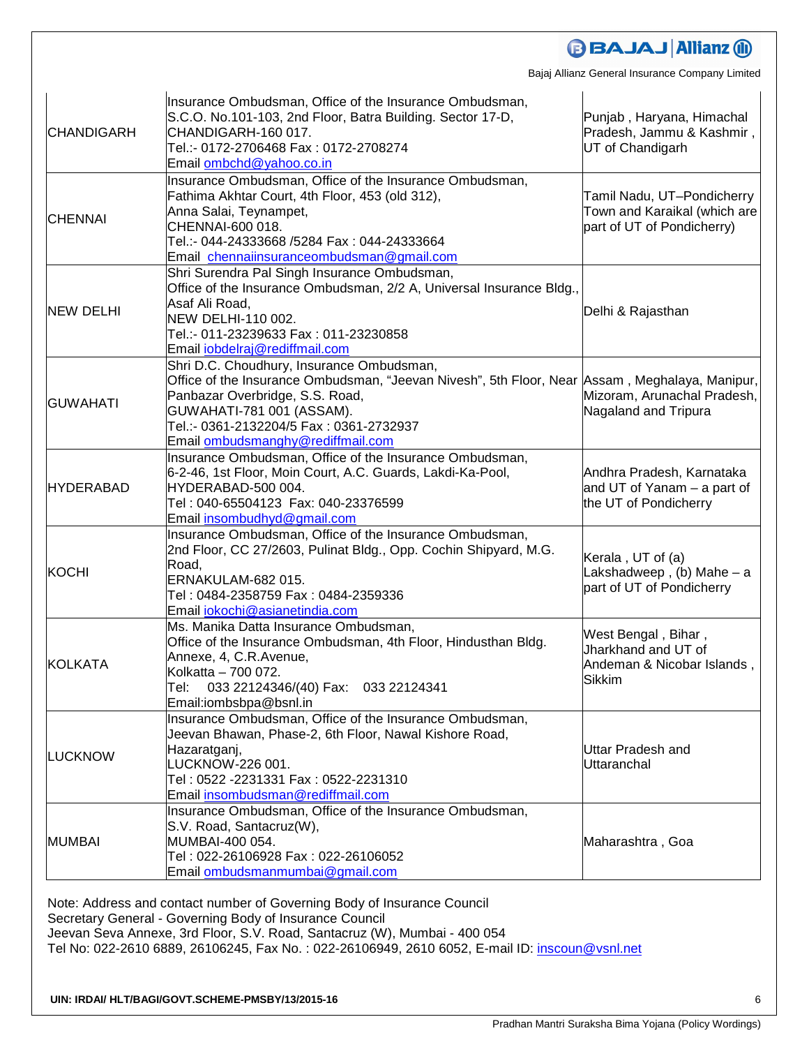| | | |
|---|---|---|
| CHANDIGARH | Insurance Ombudsman, Office of the Insurance Ombudsman, S.C.O. No.101-103, 2nd Floor, Batra Building. Sector 17-D, CHANDIGARH-160 017. Tel.:- 0172-2706468 Fax : 0172-2708274 Email ombchd@yahoo.co.in | Punjab , Haryana, Himachal Pradesh, Jammu & Kashmir , UT of Chandigarh |
| CHENNAI | Insurance Ombudsman, Office of the Insurance Ombudsman, Fathima Akhtar Court, 4th Floor, 453 (old 312), Anna Salai, Teynampet, CHENNAI-600 018. Tel.:- 044-24333668 /5284 Fax : 044-24333664 Email chennaiinsuranceombudsman@gmail.com | Tamil Nadu, UT–Pondicherry Town and Karaikal (which are part of UT of Pondicherry) |
| NEW DELHI | Shri Surendra Pal Singh Insurance Ombudsman, Office of the Insurance Ombudsman, 2/2 A, Universal Insurance Bldg., Asaf Ali Road, NEW DELHI-110 002. Tel.:- 011-23239633 Fax : 011-23230858 Email iobdelraj@rediffmail.com | Delhi & Rajasthan |
| GUWAHATI | Shri D.C. Choudhury, Insurance Ombudsman, Office of the Insurance Ombudsman, "Jeevan Nivesh", 5th Floor, Near Panbazar Overbridge, S.S. Road, GUWAHATI-781 001 (ASSAM). Tel.:- 0361-2132204/5 Fax : 0361-2732937 Email ombudsmanghy@rediffmail.com | Assam , Meghalaya, Manipur, Mizoram, Arunachal Pradesh, Nagaland and Tripura |
| HYDERABAD | Insurance Ombudsman, Office of the Insurance Ombudsman, 6-2-46, 1st Floor, Moin Court, A.C. Guards, Lakdi-Ka-Pool, HYDERABAD-500 004. Tel : 040-65504123 Fax: 040-23376599 Email insombudhyd@gmail.com | Andhra Pradesh, Karnataka and UT of Yanam – a part of the UT of Pondicherry |
| KOCHI | Insurance Ombudsman, Office of the Insurance Ombudsman, 2nd Floor, CC 27/2603, Pulinat Bldg., Opp. Cochin Shipyard, M.G. Road, ERNAKULAM-682 015. Tel : 0484-2358759 Fax : 0484-2359336 Email iokochi@asianetindia.com | Kerala , UT of (a) Lakshadweep , (b) Mahe – a part of UT of Pondicherry |
| KOLKATA | Ms. Manika Datta Insurance Ombudsman, Office of the Insurance Ombudsman, 4th Floor, Hindusthan Bldg. Annexe, 4, C.R.Avenue, Kolkatta – 700 072. Tel: 033 22124346/(40) Fax: 033 22124341 Email:iombsbpa@bsnl.in | West Bengal , Bihar , Jharkhand and UT of Andeman & Nicobar Islands , Sikkim |
| LUCKNOW | Insurance Ombudsman, Office of the Insurance Ombudsman, Jeevan Bhawan, Phase-2, 6th Floor, Nawal Kishore Road, Hazaratganj, LUCKNOW-226 001. Tel : 0522 -2231331 Fax : 0522-2231310 Email insombudsman@rediffmail.com | Uttar Pradesh and Uttaranchal |
| MUMBAI | Insurance Ombudsman, Office of the Insurance Ombudsman, S.V. Road, Santacruz(W), MUMBAI-400 054. Tel : 022-26106928 Fax : 022-26106052 Email ombudsmanmumbai@gmail.com | Maharashtra , Goa |

Note: Address and contact number of Governing Body of Insurance Council
Secretary General - Governing Body of Insurance Council
Jeevan Seva Annexe, 3rd Floor, S.V. Road, Santacruz (W), Mumbai - 400 054
Tel No: 022-2610 6889, 26106245, Fax No. : 022-26106949, 2610 6052, E-mail ID: inscoun@vsnl.net

UIN: IRDAI/ HLT/BAGI/GOVT.SCHEME-PMSBY/13/2015-16